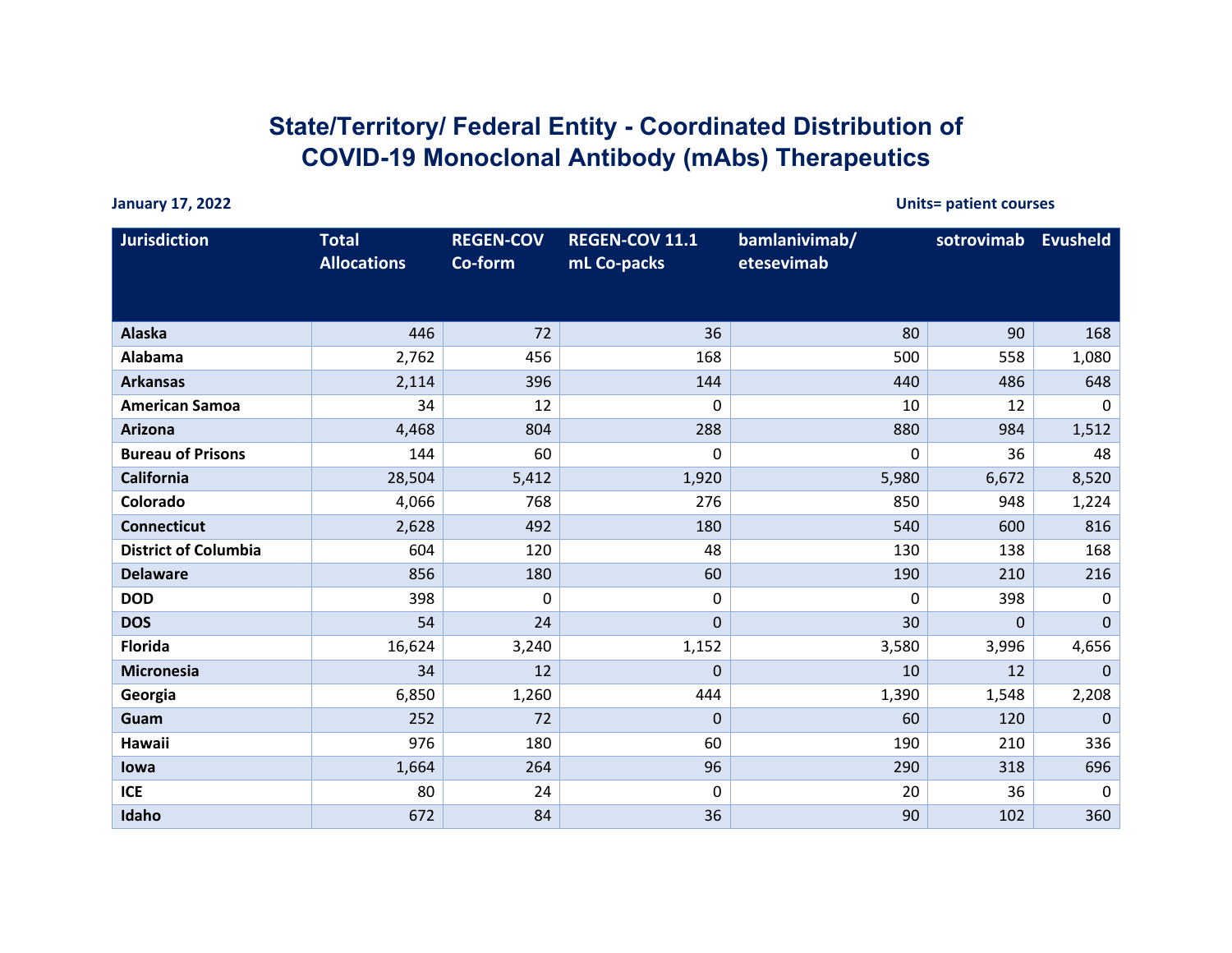# State/Territory/ Federal Entity - Coordinated Distribution of COVID-19 Monoclonal Antibody (mAbs) Therapeutics

**January 17, 2022** **Units= patient courses**

| Jurisdiction | Total Allocations | REGEN-COV Co-form | REGEN-COV 11.1 mL Co-packs | bamlanivimab/ etesevimab | sotrovimab | Evusheld |
|---|---|---|---|---|---|---|
| **Alaska** | 446 | 72 | 36 | 80 | 90 | 168 |
| **Alabama** | 2,762 | 456 | 168 | 500 | 558 | 1,080 |
| **Arkansas** | 2,114 | 396 | 144 | 440 | 486 | 648 |
| **American Samoa** | 34 | 12 | 0 | 10 | 12 | 0 |
| **Arizona** | 4,468 | 804 | 288 | 880 | 984 | 1,512 |
| **Bureau of Prisons** | 144 | 60 | 0 | 0 | 36 | 48 |
| **California** | 28,504 | 5,412 | 1,920 | 5,980 | 6,672 | 8,520 |
| **Colorado** | 4,066 | 768 | 276 | 850 | 948 | 1,224 |
| **Connecticut** | 2,628 | 492 | 180 | 540 | 600 | 816 |
| **District of Columbia** | 604 | 120 | 48 | 130 | 138 | 168 |
| **Delaware** | 856 | 180 | 60 | 190 | 210 | 216 |
| **DOD** | 398 | 0 | 0 | 0 | 398 | 0 |
| **DOS** | 54 | 24 | 0 | 30 | 0 | 0 |
| **Florida** | 16,624 | 3,240 | 1,152 | 3,580 | 3,996 | 4,656 |
| **Micronesia** | 34 | 12 | 0 | 10 | 12 | 0 |
| **Georgia** | 6,850 | 1,260 | 444 | 1,390 | 1,548 | 2,208 |
| **Guam** | 252 | 72 | 0 | 60 | 120 | 0 |
| **Hawaii** | 976 | 180 | 60 | 190 | 210 | 336 |
| **Iowa** | 1,664 | 264 | 96 | 290 | 318 | 696 |
| **ICE** | 80 | 24 | 0 | 20 | 36 | 0 |
| **Idaho** | 672 | 84 | 36 | 90 | 102 | 360 |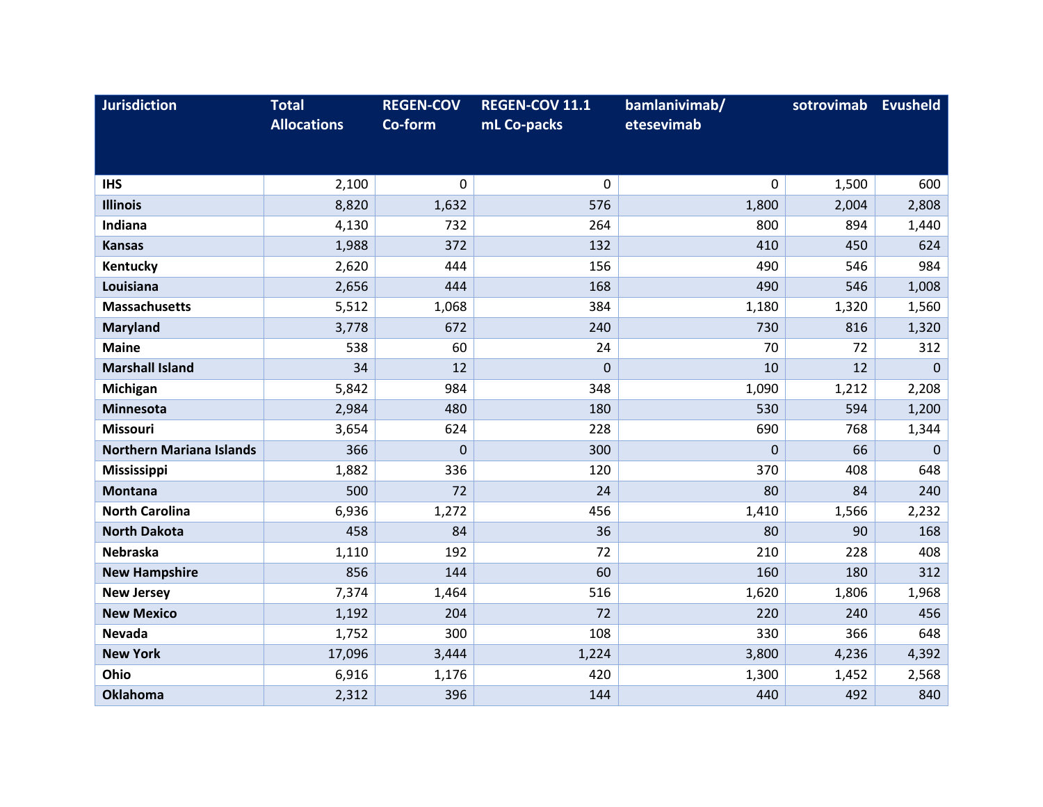| Jurisdiction | Total Allocations | REGEN-COV Co-form | REGEN-COV 11.1 mL Co-packs | bamlanivimab/ etesevimab | sotrovimab | Evusheld |
|---|---|---|---|---|---|---|
| **IHS** | 2,100 | 0 | 0 | 0 | 1,500 | 600 |
| **Illinois** | 8,820 | 1,632 | 576 | 1,800 | 2,004 | 2,808 |
| **Indiana** | 4,130 | 732 | 264 | 800 | 894 | 1,440 |
| **Kansas** | 1,988 | 372 | 132 | 410 | 450 | 624 |
| **Kentucky** | 2,620 | 444 | 156 | 490 | 546 | 984 |
| **Louisiana** | 2,656 | 444 | 168 | 490 | 546 | 1,008 |
| **Massachusetts** | 5,512 | 1,068 | 384 | 1,180 | 1,320 | 1,560 |
| **Maryland** | 3,778 | 672 | 240 | 730 | 816 | 1,320 |
| **Maine** | 538 | 60 | 24 | 70 | 72 | 312 |
| **Marshall Island** | 34 | 12 | 0 | 10 | 12 | 0 |
| **Michigan** | 5,842 | 984 | 348 | 1,090 | 1,212 | 2,208 |
| **Minnesota** | 2,984 | 480 | 180 | 530 | 594 | 1,200 |
| **Missouri** | 3,654 | 624 | 228 | 690 | 768 | 1,344 |
| **Northern Mariana Islands** | 366 | 0 | 300 | 0 | 66 | 0 |
| **Mississippi** | 1,882 | 336 | 120 | 370 | 408 | 648 |
| **Montana** | 500 | 72 | 24 | 80 | 84 | 240 |
| **North Carolina** | 6,936 | 1,272 | 456 | 1,410 | 1,566 | 2,232 |
| **North Dakota** | 458 | 84 | 36 | 80 | 90 | 168 |
| **Nebraska** | 1,110 | 192 | 72 | 210 | 228 | 408 |
| **New Hampshire** | 856 | 144 | 60 | 160 | 180 | 312 |
| **New Jersey** | 7,374 | 1,464 | 516 | 1,620 | 1,806 | 1,968 |
| **New Mexico** | 1,192 | 204 | 72 | 220 | 240 | 456 |
| **Nevada** | 1,752 | 300 | 108 | 330 | 366 | 648 |
| **New York** | 17,096 | 3,444 | 1,224 | 3,800 | 4,236 | 4,392 |
| **Ohio** | 6,916 | 1,176 | 420 | 1,300 | 1,452 | 2,568 |
| **Oklahoma** | 2,312 | 396 | 144 | 440 | 492 | 840 |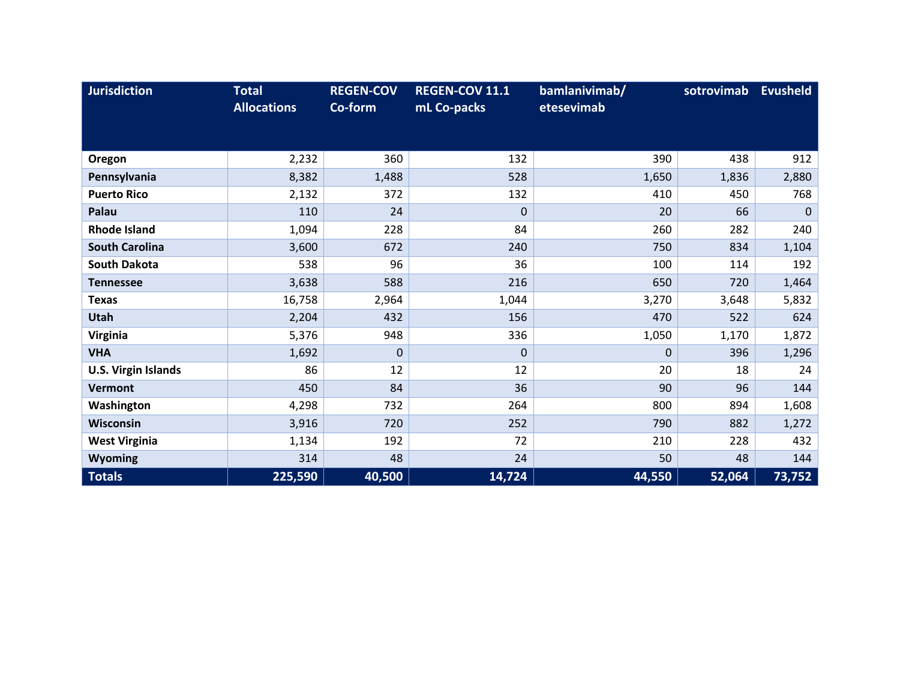| Jurisdiction | Total Allocations | REGEN-COV Co-form | REGEN-COV 11.1 mL Co-packs | bamlanivimab/ etesevimab | sotrovimab | Evusheld |
|---|---|---|---|---|---|---|
| **Oregon** | 2,232 | 360 | 132 | 390 | 438 | 912 |
| **Pennsylvania** | 8,382 | 1,488 | 528 | 1,650 | 1,836 | 2,880 |
| **Puerto Rico** | 2,132 | 372 | 132 | 410 | 450 | 768 |
| **Palau** | 110 | 24 | 0 | 20 | 66 | 0 |
| **Rhode Island** | 1,094 | 228 | 84 | 260 | 282 | 240 |
| **South Carolina** | 3,600 | 672 | 240 | 750 | 834 | 1,104 |
| **South Dakota** | 538 | 96 | 36 | 100 | 114 | 192 |
| **Tennessee** | 3,638 | 588 | 216 | 650 | 720 | 1,464 |
| **Texas** | 16,758 | 2,964 | 1,044 | 3,270 | 3,648 | 5,832 |
| **Utah** | 2,204 | 432 | 156 | 470 | 522 | 624 |
| **Virginia** | 5,376 | 948 | 336 | 1,050 | 1,170 | 1,872 |
| **VHA** | 1,692 | 0 | 0 | 0 | 396 | 1,296 |
| **U.S. Virgin Islands** | 86 | 12 | 12 | 20 | 18 | 24 |
| **Vermont** | 450 | 84 | 36 | 90 | 96 | 144 |
| **Washington** | 4,298 | 732 | 264 | 800 | 894 | 1,608 |
| **Wisconsin** | 3,916 | 720 | 252 | 790 | 882 | 1,272 |
| **West Virginia** | 1,134 | 192 | 72 | 210 | 228 | 432 |
| **Wyoming** | 314 | 48 | 24 | 50 | 48 | 144 |
| **Totals** | **225,590** | **40,500** | **14,724** | **44,550** | **52,064** | **73,752** |